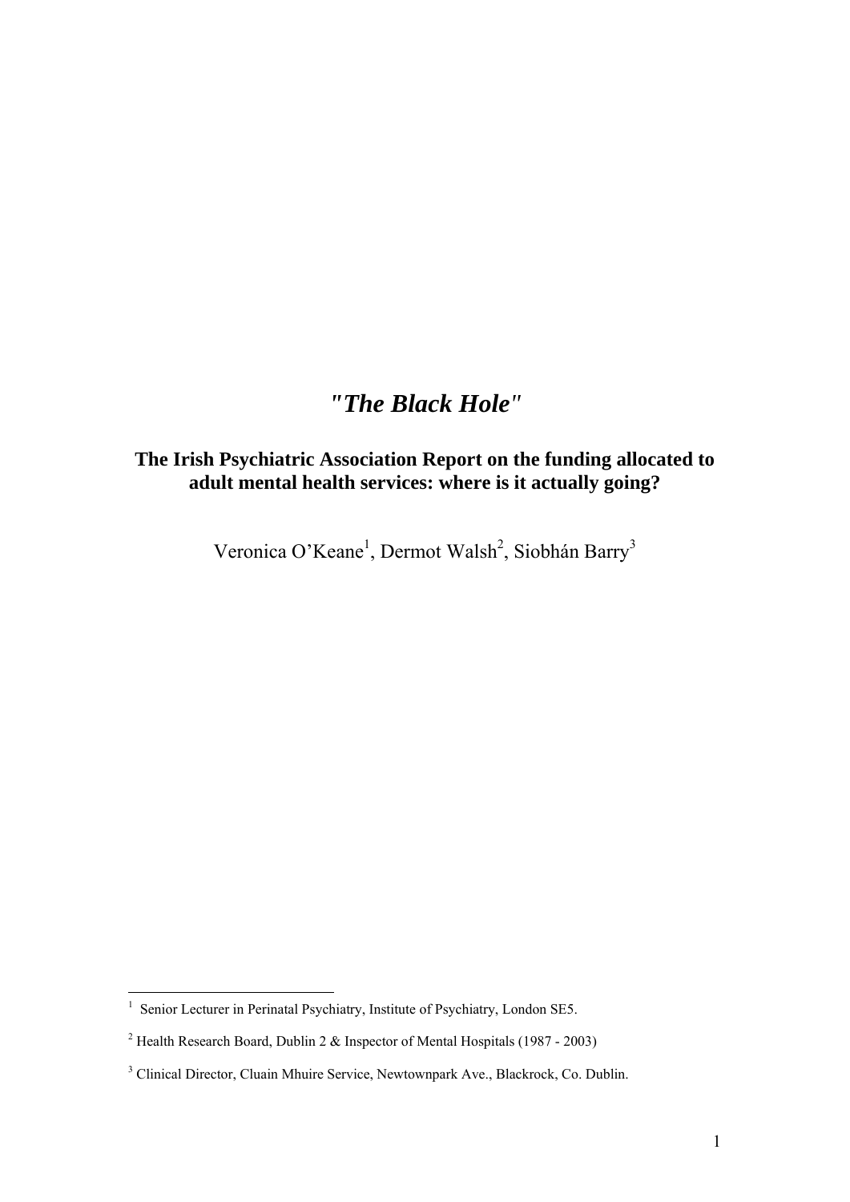# *"The Black Hole"*

## The Irish Psychiatric Association Report on the funding allocated to adult mental health services: where is it actually going?

Veronica O'Keane[1], Dermot Walsh[2], Siobhán Barry[3]

[1] Senior Lecturer in Perinatal Psychiatry, Institute of Psychiatry, London SE5.

[2] Health Research Board, Dublin 2 & Inspector of Mental Hospitals (1987 - 2003)

[3] Clinical Director, Cluain Mhuire Service, Newtownpark Ave., Blackrock, Co. Dublin.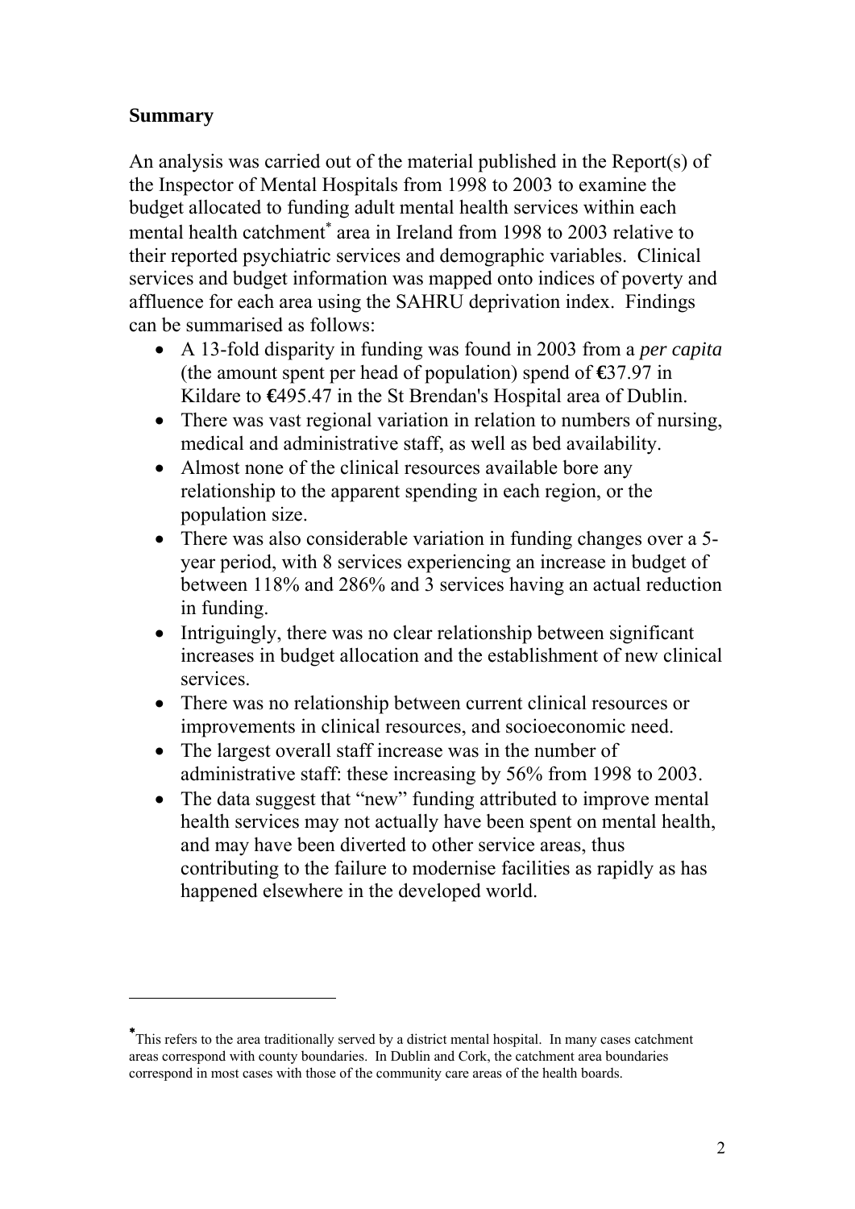## Summary

An analysis was carried out of the material published in the Report(s) of the Inspector of Mental Hospitals from 1998 to 2003 to examine the budget allocated to funding adult mental health services within each mental health catchment* area in Ireland from 1998 to 2003 relative to their reported psychiatric services and demographic variables. Clinical services and budget information was mapped onto indices of poverty and affluence for each area using the SAHRU deprivation index. Findings can be summarised as follows:

- A 13-fold disparity in funding was found in 2003 from a *per capita* (the amount spent per head of population) spend of €37.97 in Kildare to €495.47 in the St Brendan's Hospital area of Dublin.
- There was vast regional variation in relation to numbers of nursing, medical and administrative staff, as well as bed availability.
- Almost none of the clinical resources available bore any relationship to the apparent spending in each region, or the population size.
- There was also considerable variation in funding changes over a 5-year period, with 8 services experiencing an increase in budget of between 118% and 286% and 3 services having an actual reduction in funding.
- Intriguingly, there was no clear relationship between significant increases in budget allocation and the establishment of new clinical services.
- There was no relationship between current clinical resources or improvements in clinical resources, and socioeconomic need.
- The largest overall staff increase was in the number of administrative staff: these increasing by 56% from 1998 to 2003.
- The data suggest that "new" funding attributed to improve mental health services may not actually have been spent on mental health, and may have been diverted to other service areas, thus contributing to the failure to modernise facilities as rapidly as has happened elsewhere in the developed world.

---

* This refers to the area traditionally served by a district mental hospital. In many cases catchment areas correspond with county boundaries. In Dublin and Cork, the catchment area boundaries correspond in most cases with those of the community care areas of the health boards.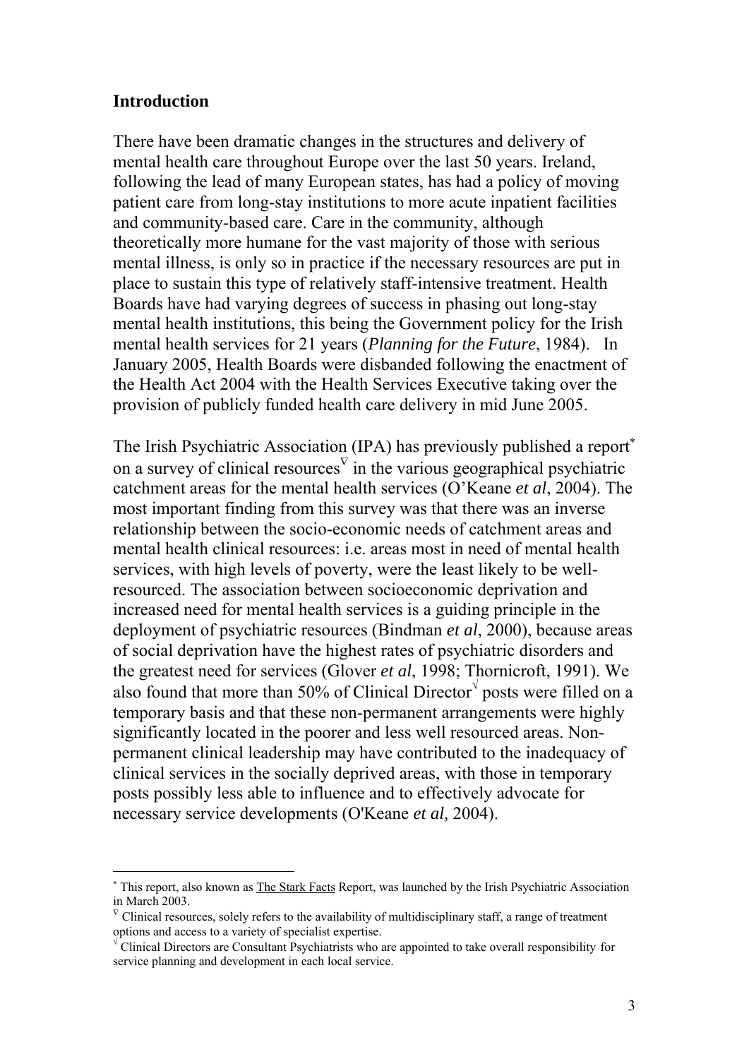## Introduction

There have been dramatic changes in the structures and delivery of mental health care throughout Europe over the last 50 years. Ireland, following the lead of many European states, has had a policy of moving patient care from long-stay institutions to more acute inpatient facilities and community-based care. Care in the community, although theoretically more humane for the vast majority of those with serious mental illness, is only so in practice if the necessary resources are put in place to sustain this type of relatively staff-intensive treatment. Health Boards have had varying degrees of success in phasing out long-stay mental health institutions, this being the Government policy for the Irish mental health services for 21 years (*Planning for the Future*, 1984). In January 2005, Health Boards were disbanded following the enactment of the Health Act 2004 with the Health Services Executive taking over the provision of publicly funded health care delivery in mid June 2005.

The Irish Psychiatric Association (IPA) has previously published a report[*] on a survey of clinical resources[∇] in the various geographical psychiatric catchment areas for the mental health services (O'Keane *et al*, 2004). The most important finding from this survey was that there was an inverse relationship between the socio-economic needs of catchment areas and mental health clinical resources: i.e. areas most in need of mental health services, with high levels of poverty, were the least likely to be well-resourced. The association between socioeconomic deprivation and increased need for mental health services is a guiding principle in the deployment of psychiatric resources (Bindman *et al*, 2000), because areas of social deprivation have the highest rates of psychiatric disorders and the greatest need for services (Glover *et al*, 1998; Thornicroft, 1991). We also found that more than 50% of Clinical Director[√] posts were filled on a temporary basis and that these non-permanent arrangements were highly significantly located in the poorer and less well resourced areas. Non-permanent clinical leadership may have contributed to the inadequacy of clinical services in the socially deprived areas, with those in temporary posts possibly less able to influence and to effectively advocate for necessary service developments (O'Keane *et al,* 2004).

---

[*] This report, also known as The Stark Facts Report, was launched by the Irish Psychiatric Association in March 2003.

[∇] Clinical resources, solely refers to the availability of multidisciplinary staff, a range of treatment options and access to a variety of specialist expertise.

[√] Clinical Directors are Consultant Psychiatrists who are appointed to take overall responsibility for service planning and development in each local service.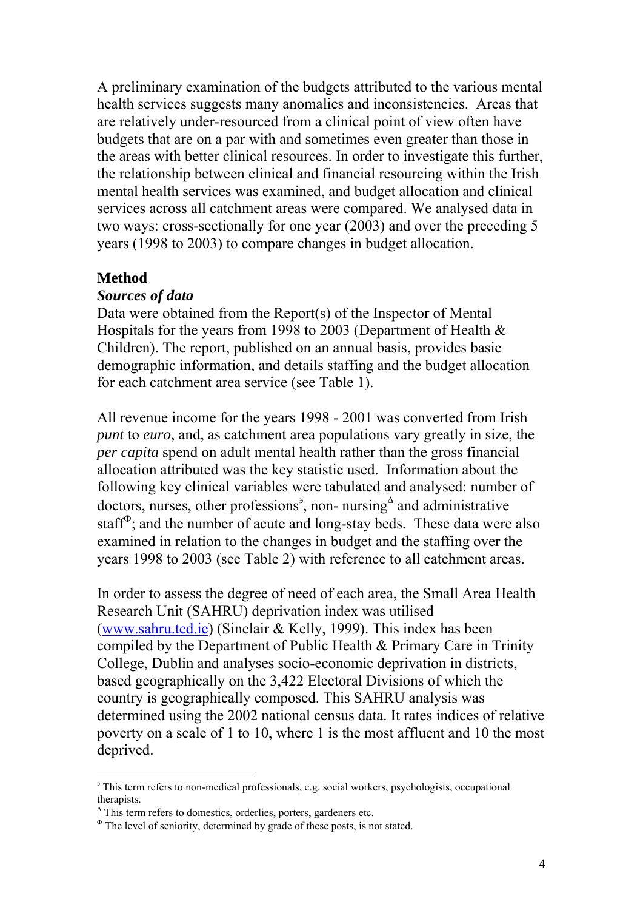A preliminary examination of the budgets attributed to the various mental health services suggests many anomalies and inconsistencies. Areas that are relatively under-resourced from a clinical point of view often have budgets that are on a par with and sometimes even greater than those in the areas with better clinical resources. In order to investigate this further, the relationship between clinical and financial resourcing within the Irish mental health services was examined, and budget allocation and clinical services across all catchment areas were compared. We analysed data in two ways: cross-sectionally for one year (2003) and over the preceding 5 years (1998 to 2003) to compare changes in budget allocation.

## Method

### *Sources of data*

Data were obtained from the Report(s) of the Inspector of Mental Hospitals for the years from 1998 to 2003 (Department of Health & Children). The report, published on an annual basis, provides basic demographic information, and details staffing and the budget allocation for each catchment area service (see Table 1).

All revenue income for the years 1998 - 2001 was converted from Irish *punt* to *euro*, and, as catchment area populations vary greatly in size, the *per capita* spend on adult mental health rather than the gross financial allocation attributed was the key statistic used. Information about the following key clinical variables were tabulated and analysed: number of doctors, nurses, other professions[϶], non- nursing[Δ] and administrative staff[Φ]; and the number of acute and long-stay beds. These data were also examined in relation to the changes in budget and the staffing over the years 1998 to 2003 (see Table 2) with reference to all catchment areas.

In order to assess the degree of need of each area, the Small Area Health Research Unit (SAHRU) deprivation index was utilised (www.sahru.tcd.ie) (Sinclair & Kelly, 1999). This index has been compiled by the Department of Public Health & Primary Care in Trinity College, Dublin and analyses socio-economic deprivation in districts, based geographically on the 3,422 Electoral Divisions of which the country is geographically composed. This SAHRU analysis was determined using the 2002 national census data. It rates indices of relative poverty on a scale of 1 to 10, where 1 is the most affluent and 10 the most deprived.

---

[϶] This term refers to non-medical professionals, e.g. social workers, psychologists, occupational therapists.

[Δ] This term refers to domestics, orderlies, porters, gardeners etc.

[Φ] The level of seniority, determined by grade of these posts, is not stated.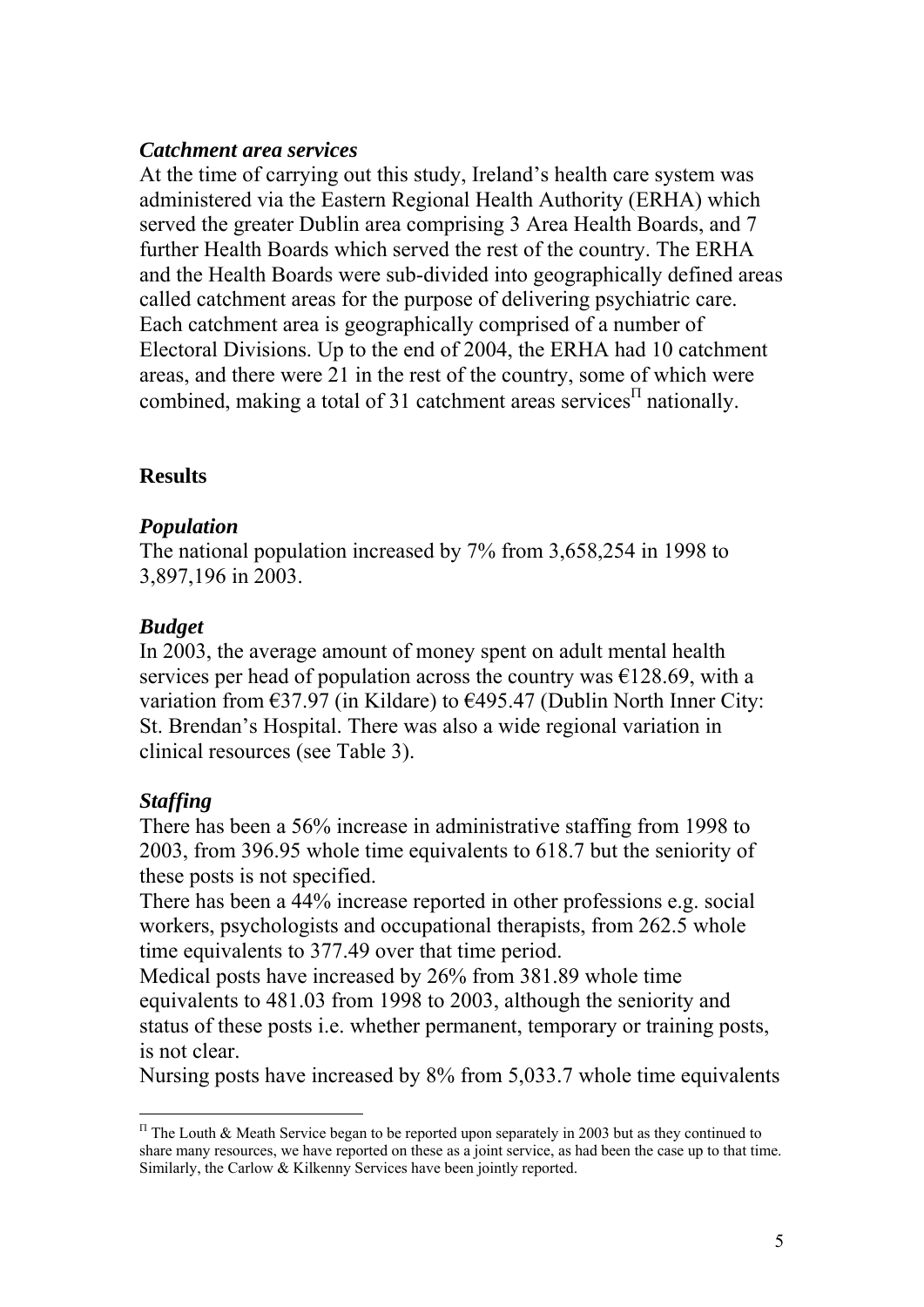### *Catchment area services*

At the time of carrying out this study, Ireland's health care system was administered via the Eastern Regional Health Authority (ERHA) which served the greater Dublin area comprising 3 Area Health Boards, and 7 further Health Boards which served the rest of the country. The ERHA and the Health Boards were sub-divided into geographically defined areas called catchment areas for the purpose of delivering psychiatric care. Each catchment area is geographically comprised of a number of Electoral Divisions. Up to the end of 2004, the ERHA had 10 catchment areas, and there were 21 in the rest of the country, some of which were combined, making a total of 31 catchment areas services[Π] nationally.

## Results

### *Population*

The national population increased by 7% from 3,658,254 in 1998 to 3,897,196 in 2003.

### *Budget*

In 2003, the average amount of money spent on adult mental health services per head of population across the country was €128.69, with a variation from €37.97 (in Kildare) to €495.47 (Dublin North Inner City: St. Brendan's Hospital. There was also a wide regional variation in clinical resources (see Table 3).

### *Staffing*

There has been a 56% increase in administrative staffing from 1998 to 2003, from 396.95 whole time equivalents to 618.7 but the seniority of these posts is not specified.

There has been a 44% increase reported in other professions e.g. social workers, psychologists and occupational therapists, from 262.5 whole time equivalents to 377.49 over that time period.

Medical posts have increased by 26% from 381.89 whole time equivalents to 481.03 from 1998 to 2003, although the seniority and status of these posts i.e. whether permanent, temporary or training posts, is not clear.

Nursing posts have increased by 8% from 5,033.7 whole time equivalents

---

[Π] The Louth & Meath Service began to be reported upon separately in 2003 but as they continued to share many resources, we have reported on these as a joint service, as had been the case up to that time. Similarly, the Carlow & Kilkenny Services have been jointly reported.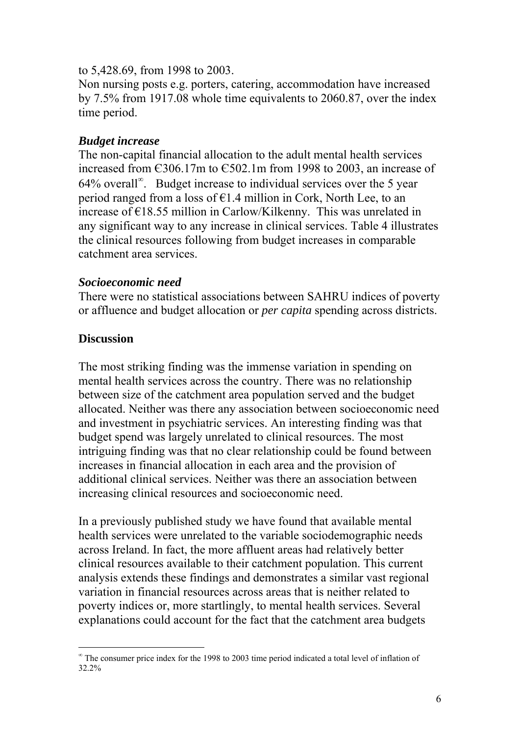to 5,428.69, from 1998 to 2003.

Non nursing posts e.g. porters, catering, accommodation have increased by 7.5% from 1917.08 whole time equivalents to 2060.87, over the index time period.

### *Budget increase*

The non-capital financial allocation to the adult mental health services increased from €306.17m to €502.1m from 1998 to 2003, an increase of 64% overall[∞]. Budget increase to individual services over the 5 year period ranged from a loss of €1.4 million in Cork, North Lee, to an increase of €18.55 million in Carlow/Kilkenny. This was unrelated in any significant way to any increase in clinical services. Table 4 illustrates the clinical resources following from budget increases in comparable catchment area services.

### *Socioeconomic need*

There were no statistical associations between SAHRU indices of poverty or affluence and budget allocation or *per capita* spending across districts.

## Discussion

The most striking finding was the immense variation in spending on mental health services across the country. There was no relationship between size of the catchment area population served and the budget allocated. Neither was there any association between socioeconomic need and investment in psychiatric services. An interesting finding was that budget spend was largely unrelated to clinical resources. The most intriguing finding was that no clear relationship could be found between increases in financial allocation in each area and the provision of additional clinical services. Neither was there an association between increasing clinical resources and socioeconomic need.

In a previously published study we have found that available mental health services were unrelated to the variable sociodemographic needs across Ireland. In fact, the more affluent areas had relatively better clinical resources available to their catchment population. This current analysis extends these findings and demonstrates a similar vast regional variation in financial resources across areas that is neither related to poverty indices or, more startlingly, to mental health services. Several explanations could account for the fact that the catchment area budgets

---

[∞] The consumer price index for the 1998 to 2003 time period indicated a total level of inflation of 32.2%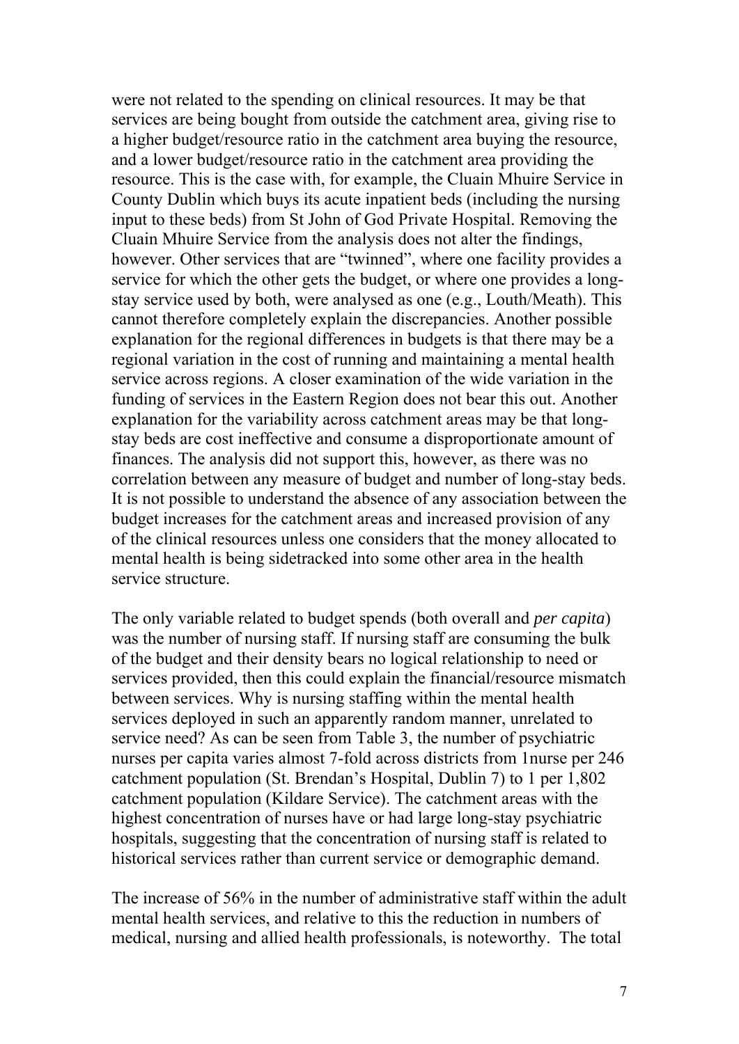were not related to the spending on clinical resources. It may be that services are being bought from outside the catchment area, giving rise to a higher budget/resource ratio in the catchment area buying the resource, and a lower budget/resource ratio in the catchment area providing the resource. This is the case with, for example, the Cluain Mhuire Service in County Dublin which buys its acute inpatient beds (including the nursing input to these beds) from St John of God Private Hospital. Removing the Cluain Mhuire Service from the analysis does not alter the findings, however. Other services that are "twinned", where one facility provides a service for which the other gets the budget, or where one provides a long-stay service used by both, were analysed as one (e.g., Louth/Meath). This cannot therefore completely explain the discrepancies. Another possible explanation for the regional differences in budgets is that there may be a regional variation in the cost of running and maintaining a mental health service across regions. A closer examination of the wide variation in the funding of services in the Eastern Region does not bear this out. Another explanation for the variability across catchment areas may be that long-stay beds are cost ineffective and consume a disproportionate amount of finances. The analysis did not support this, however, as there was no correlation between any measure of budget and number of long-stay beds. It is not possible to understand the absence of any association between the budget increases for the catchment areas and increased provision of any of the clinical resources unless one considers that the money allocated to mental health is being sidetracked into some other area in the health service structure.

The only variable related to budget spends (both overall and *per capita*) was the number of nursing staff. If nursing staff are consuming the bulk of the budget and their density bears no logical relationship to need or services provided, then this could explain the financial/resource mismatch between services. Why is nursing staffing within the mental health services deployed in such an apparently random manner, unrelated to service need? As can be seen from Table 3, the number of psychiatric nurses per capita varies almost 7-fold across districts from 1nurse per 246 catchment population (St. Brendan's Hospital, Dublin 7) to 1 per 1,802 catchment population (Kildare Service). The catchment areas with the highest concentration of nurses have or had large long-stay psychiatric hospitals, suggesting that the concentration of nursing staff is related to historical services rather than current service or demographic demand.

The increase of 56% in the number of administrative staff within the adult mental health services, and relative to this the reduction in numbers of medical, nursing and allied health professionals, is noteworthy. The total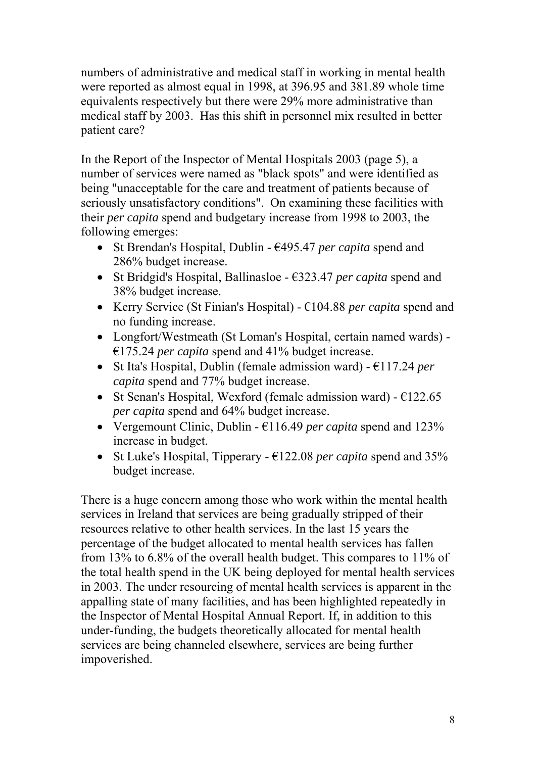numbers of administrative and medical staff in working in mental health were reported as almost equal in 1998, at 396.95 and 381.89 whole time equivalents respectively but there were 29% more administrative than medical staff by 2003. Has this shift in personnel mix resulted in better patient care?

In the Report of the Inspector of Mental Hospitals 2003 (page 5), a number of services were named as "black spots" and were identified as being "unacceptable for the care and treatment of patients because of seriously unsatisfactory conditions". On examining these facilities with their *per capita* spend and budgetary increase from 1998 to 2003, the following emerges:

- St Brendan's Hospital, Dublin - €495.47 *per capita* spend and 286% budget increase.
- St Bridgid's Hospital, Ballinasloe - €323.47 *per capita* spend and 38% budget increase.
- Kerry Service (St Finian's Hospital) - €104.88 *per capita* spend and no funding increase.
- Longfort/Westmeath (St Loman's Hospital, certain named wards) - €175.24 *per capita* spend and 41% budget increase.
- St Ita's Hospital, Dublin (female admission ward) - €117.24 *per capita* spend and 77% budget increase.
- St Senan's Hospital, Wexford (female admission ward) - €122.65 *per capita* spend and 64% budget increase.
- Vergemount Clinic, Dublin - €116.49 *per capita* spend and 123% increase in budget.
- St Luke's Hospital, Tipperary - €122.08 *per capita* spend and 35% budget increase.

There is a huge concern among those who work within the mental health services in Ireland that services are being gradually stripped of their resources relative to other health services. In the last 15 years the percentage of the budget allocated to mental health services has fallen from 13% to 6.8% of the overall health budget. This compares to 11% of the total health spend in the UK being deployed for mental health services in 2003. The under resourcing of mental health services is apparent in the appalling state of many facilities, and has been highlighted repeatedly in the Inspector of Mental Hospital Annual Report. If, in addition to this under-funding, the budgets theoretically allocated for mental health services are being channeled elsewhere, services are being further impoverished.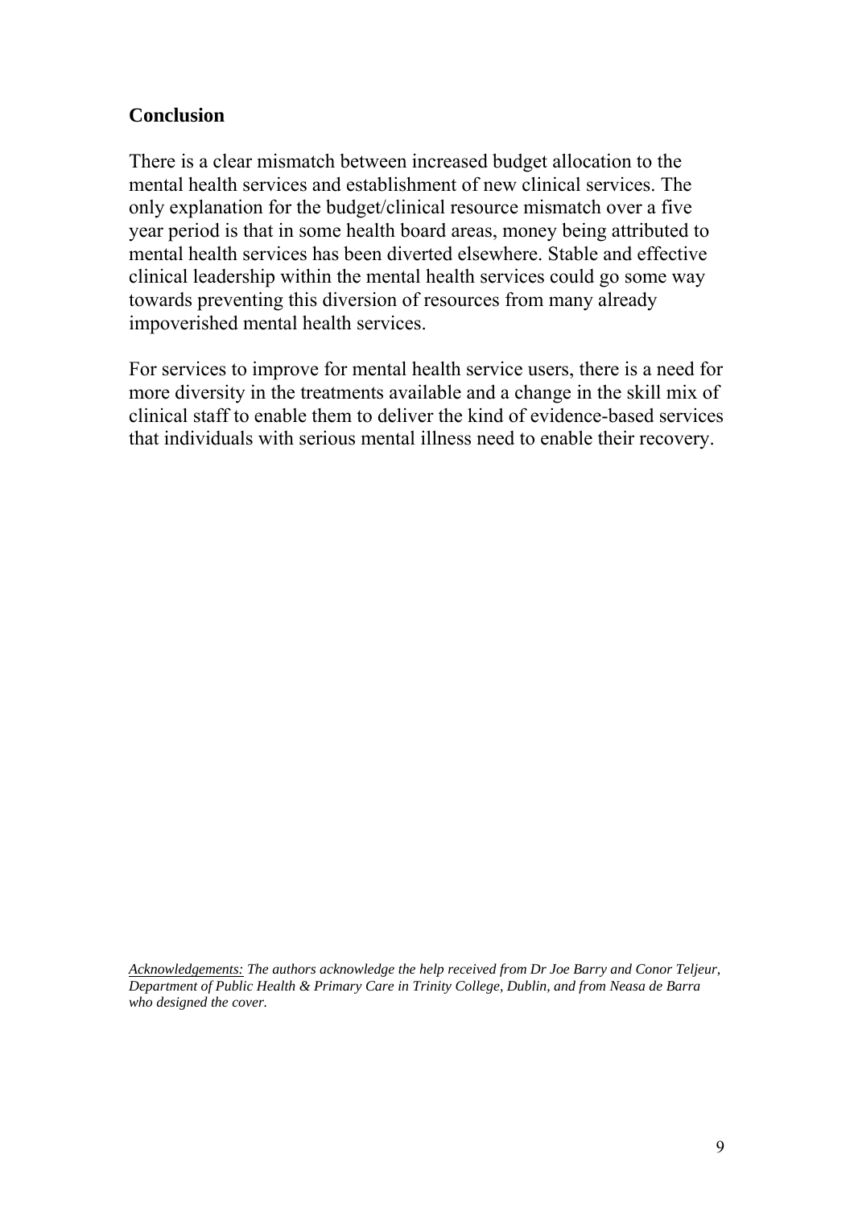## Conclusion

There is a clear mismatch between increased budget allocation to the mental health services and establishment of new clinical services. The only explanation for the budget/clinical resource mismatch over a five year period is that in some health board areas, money being attributed to mental health services has been diverted elsewhere. Stable and effective clinical leadership within the mental health services could go some way towards preventing this diversion of resources from many already impoverished mental health services.

For services to improve for mental health service users, there is a need for more diversity in the treatments available and a change in the skill mix of clinical staff to enable them to deliver the kind of evidence-based services that individuals with serious mental illness need to enable their recovery.

*Acknowledgements: The authors acknowledge the help received from Dr Joe Barry and Conor Teljeur, Department of Public Health & Primary Care in Trinity College, Dublin, and from Neasa de Barra who designed the cover.*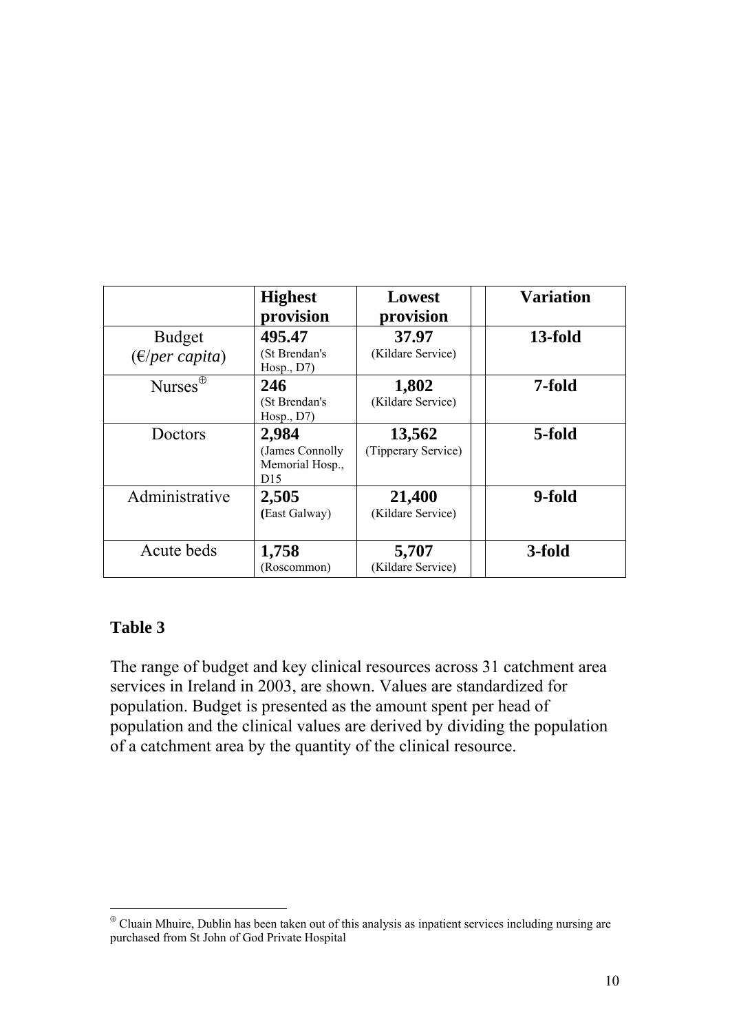| | **Highest provision** | **Lowest provision** | | **Variation** |
|---|---|---|---|---|
| Budget (€/*per capita*) | **495.47** (St Brendan's Hosp., D7) | **37.97** (Kildare Service) | | **13-fold** |
| Nurses[⊕] | **246** (St Brendan's Hosp., D7) | **1,802** (Kildare Service) | | **7-fold** |
| Doctors | **2,984** (James Connolly Memorial Hosp., D15 | **13,562** (Tipperary Service) | | **5-fold** |
| Administrative | **2,505** (East Galway) | **21,400** (Kildare Service) | | **9-fold** |
| Acute beds | **1,758** (Roscommon) | **5,707** (Kildare Service) | | **3-fold** |

**Table 3**

The range of budget and key clinical resources across 31 catchment area services in Ireland in 2003, are shown. Values are standardized for population. Budget is presented as the amount spent per head of population and the clinical values are derived by dividing the population of a catchment area by the quantity of the clinical resource.

[⊕] Cluain Mhuire, Dublin has been taken out of this analysis as inpatient services including nursing are purchased from St John of God Private Hospital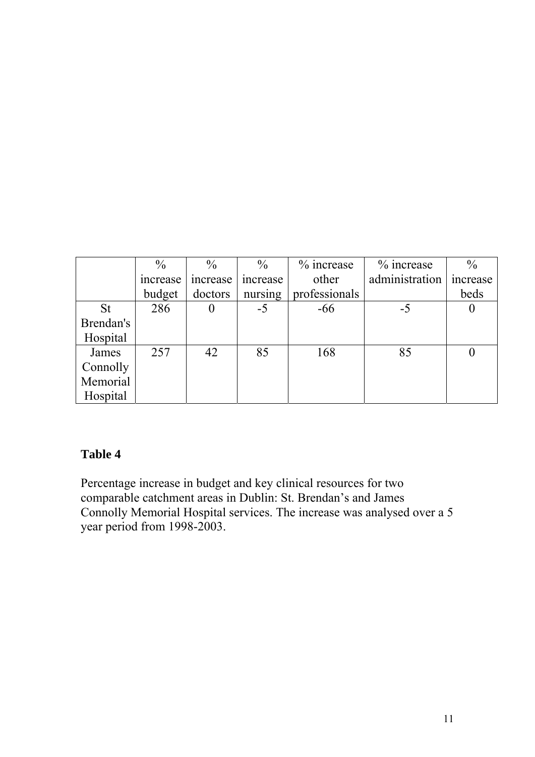| | % increase budget | % increase doctors | % increase nursing | % increase other professionals | % increase administration | % increase beds |
|---|---|---|---|---|---|---|
| St Brendan's Hospital | 286 | 0 | -5 | -66 | -5 | 0 |
| James Connolly Memorial Hospital | 257 | 42 | 85 | 168 | 85 | 0 |

**Table 4**

Percentage increase in budget and key clinical resources for two comparable catchment areas in Dublin: St. Brendan's and James Connolly Memorial Hospital services. The increase was analysed over a 5 year period from 1998-2003.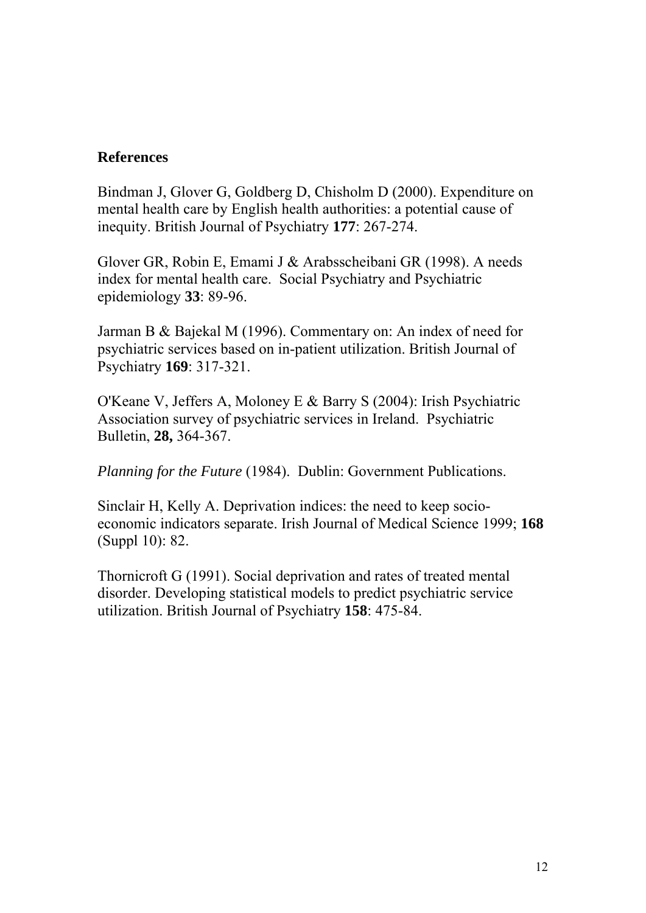## References

Bindman J, Glover G, Goldberg D, Chisholm D (2000). Expenditure on mental health care by English health authorities: a potential cause of inequity. British Journal of Psychiatry **177**: 267-274.

Glover GR, Robin E, Emami J & Arabsscheibani GR (1998). A needs index for mental health care. Social Psychiatry and Psychiatric epidemiology **33**: 89-96.

Jarman B & Bajekal M (1996). Commentary on: An index of need for psychiatric services based on in-patient utilization. British Journal of Psychiatry **169**: 317-321.

O'Keane V, Jeffers A, Moloney E & Barry S (2004): Irish Psychiatric Association survey of psychiatric services in Ireland. Psychiatric Bulletin, **28,** 364-367.

*Planning for the Future* (1984). Dublin: Government Publications.

Sinclair H, Kelly A. Deprivation indices: the need to keep socio-economic indicators separate. Irish Journal of Medical Science 1999; **168** (Suppl 10): 82.

Thornicroft G (1991). Social deprivation and rates of treated mental disorder. Developing statistical models to predict psychiatric service utilization. British Journal of Psychiatry **158**: 475-84.